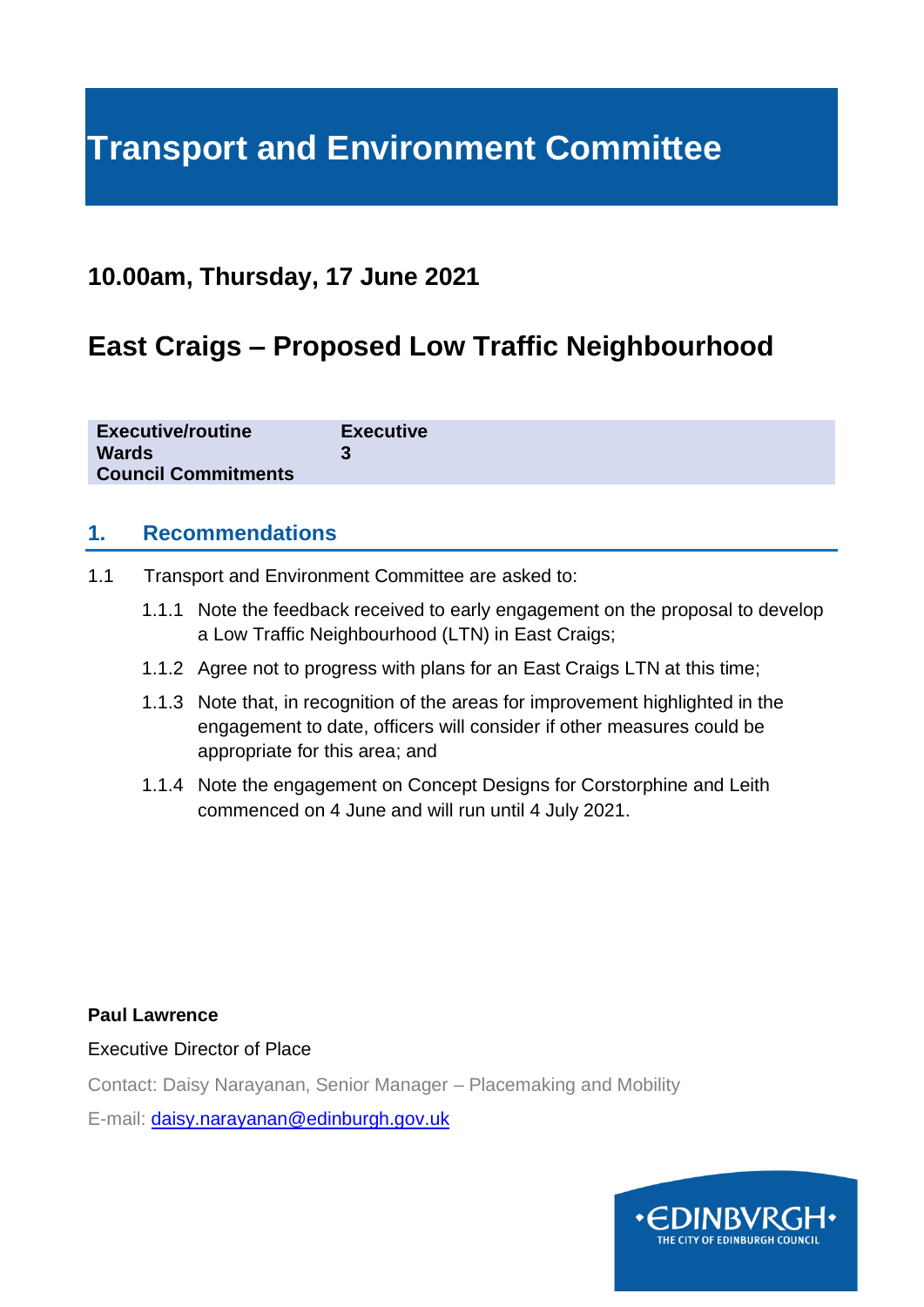# Transport and Environment Committee

## 10.00am, Thursday, 17 June 2021

## East Craigs – Proposed Low Traffic Neighbourhood

| | |
|---|---|
| **Executive/routine** | **Executive** |
| **Wards** | **3** |
| **Council Commitments** | |

### 1. Recommendations

1.1 Transport and Environment Committee are asked to:

1.1.1 Note the feedback received to early engagement on the proposal to develop a Low Traffic Neighbourhood (LTN) in East Craigs;

1.1.2 Agree not to progress with plans for an East Craigs LTN at this time;

1.1.3 Note that, in recognition of the areas for improvement highlighted in the engagement to date, officers will consider if other measures could be appropriate for this area; and

1.1.4 Note the engagement on Concept Designs for Corstorphine and Leith commenced on 4 June and will run until 4 July 2021.

**Paul Lawrence**

Executive Director of Place

Contact: Daisy Narayanan, Senior Manager – Placemaking and Mobility

E-mail: [daisy.narayanan@edinburgh.gov.uk](mailto:daisy.narayanan@edinburgh.gov.uk)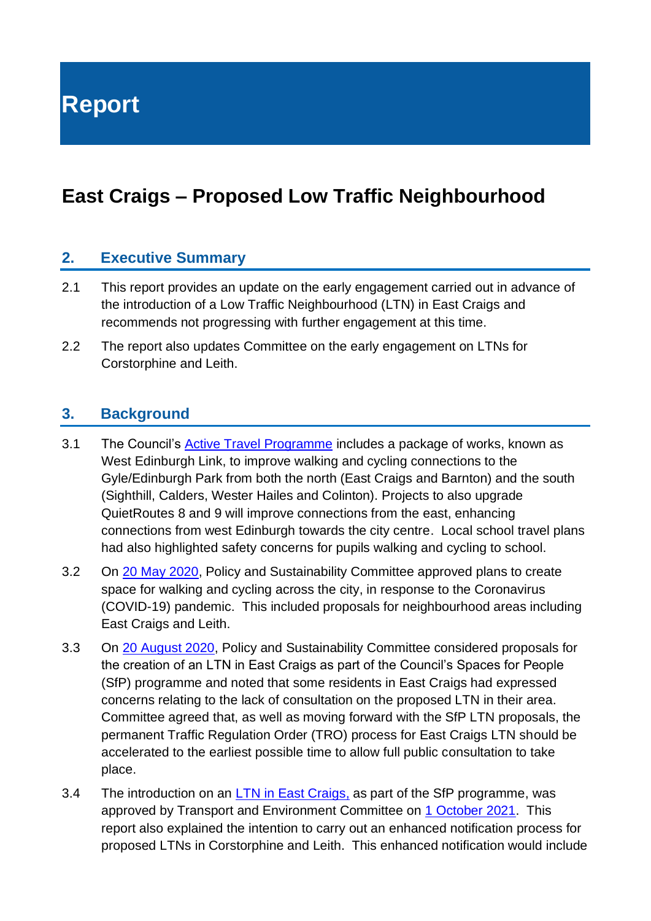# Report

## East Craigs – Proposed Low Traffic Neighbourhood

### 2. Executive Summary

2.1 This report provides an update on the early engagement carried out in advance of the introduction of a Low Traffic Neighbourhood (LTN) in East Craigs and recommends not progressing with further engagement at this time.

2.2 The report also updates Committee on the early engagement on LTNs for Corstorphine and Leith.

### 3. Background

3.1 The Council's Active Travel Programme includes a package of works, known as West Edinburgh Link, to improve walking and cycling connections to the Gyle/Edinburgh Park from both the north (East Craigs and Barnton) and the south (Sighthill, Calders, Wester Hailes and Colinton). Projects to also upgrade QuietRoutes 8 and 9 will improve connections from the east, enhancing connections from west Edinburgh towards the city centre. Local school travel plans had also highlighted safety concerns for pupils walking and cycling to school.

3.2 On 20 May 2020, Policy and Sustainability Committee approved plans to create space for walking and cycling across the city, in response to the Coronavirus (COVID-19) pandemic. This included proposals for neighbourhood areas including East Craigs and Leith.

3.3 On 20 August 2020, Policy and Sustainability Committee considered proposals for the creation of an LTN in East Craigs as part of the Council's Spaces for People (SfP) programme and noted that some residents in East Craigs had expressed concerns relating to the lack of consultation on the proposed LTN in their area. Committee agreed that, as well as moving forward with the SfP LTN proposals, the permanent Traffic Regulation Order (TRO) process for East Craigs LTN should be accelerated to the earliest possible time to allow full public consultation to take place.

3.4 The introduction on an LTN in East Craigs, as part of the SfP programme, was approved by Transport and Environment Committee on 1 October 2021. This report also explained the intention to carry out an enhanced notification process for proposed LTNs in Corstorphine and Leith. This enhanced notification would include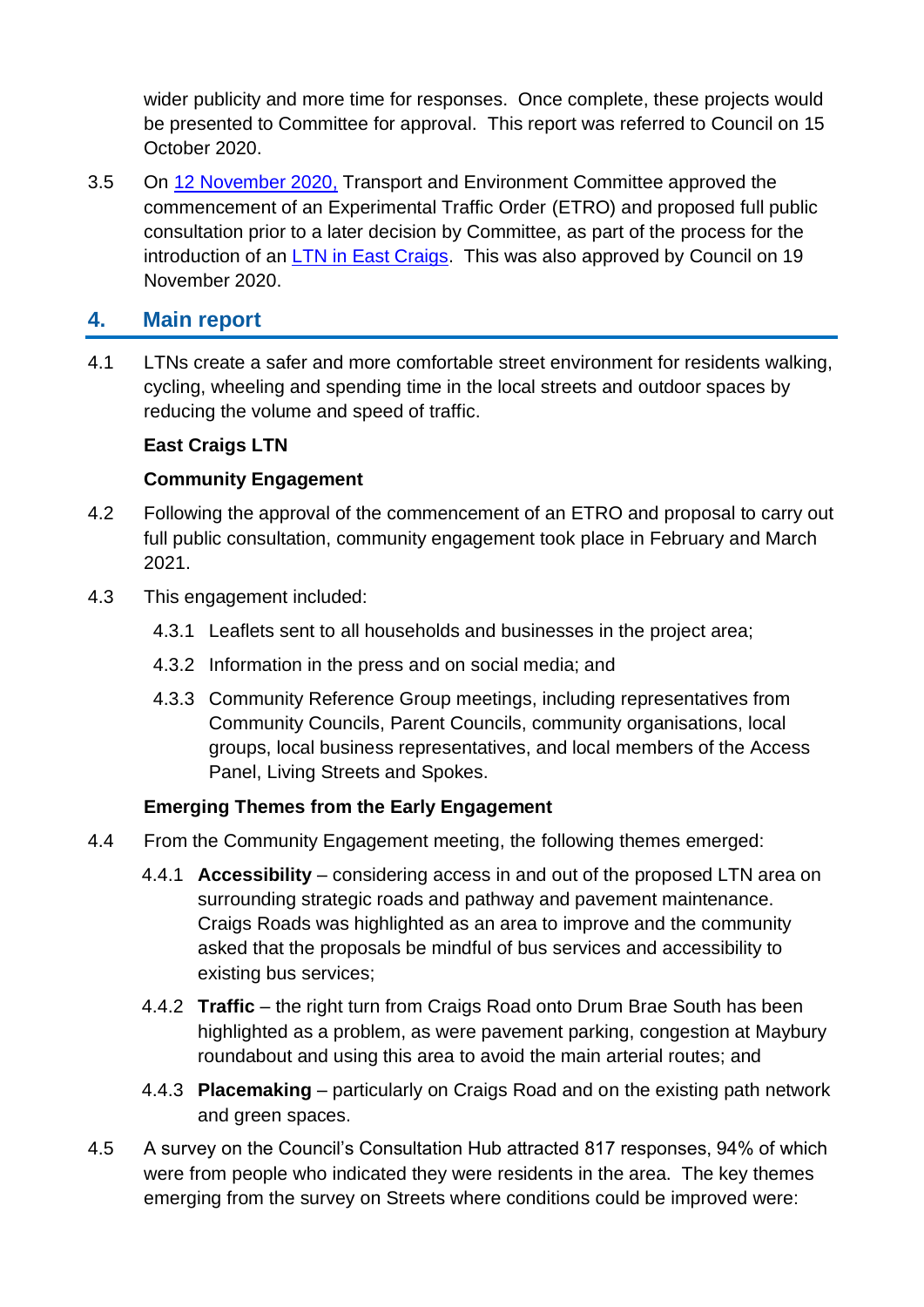wider publicity and more time for responses. Once complete, these projects would be presented to Committee for approval. This report was referred to Council on 15 October 2020.

3.5 On [12 November 2020,](#) Transport and Environment Committee approved the commencement of an Experimental Traffic Order (ETRO) and proposed full public consultation prior to a later decision by Committee, as part of the process for the introduction of an [LTN in East Craigs](#). This was also approved by Council on 19 November 2020.

## 4. Main report

4.1 LTNs create a safer and more comfortable street environment for residents walking, cycling, wheeling and spending time in the local streets and outdoor spaces by reducing the volume and speed of traffic.

**East Craigs LTN**

**Community Engagement**

4.2 Following the approval of the commencement of an ETRO and proposal to carry out full public consultation, community engagement took place in February and March 2021.

4.3 This engagement included:

4.3.1 Leaflets sent to all households and businesses in the project area;

4.3.2 Information in the press and on social media; and

4.3.3 Community Reference Group meetings, including representatives from Community Councils, Parent Councils, community organisations, local groups, local business representatives, and local members of the Access Panel, Living Streets and Spokes.

**Emerging Themes from the Early Engagement**

4.4 From the Community Engagement meeting, the following themes emerged:

4.4.1 **Accessibility** – considering access in and out of the proposed LTN area on surrounding strategic roads and pathway and pavement maintenance. Craigs Roads was highlighted as an area to improve and the community asked that the proposals be mindful of bus services and accessibility to existing bus services;

4.4.2 **Traffic** – the right turn from Craigs Road onto Drum Brae South has been highlighted as a problem, as were pavement parking, congestion at Maybury roundabout and using this area to avoid the main arterial routes; and

4.4.3 **Placemaking** – particularly on Craigs Road and on the existing path network and green spaces.

4.5 A survey on the Council's Consultation Hub attracted 817 responses, 94% of which were from people who indicated they were residents in the area. The key themes emerging from the survey on Streets where conditions could be improved were: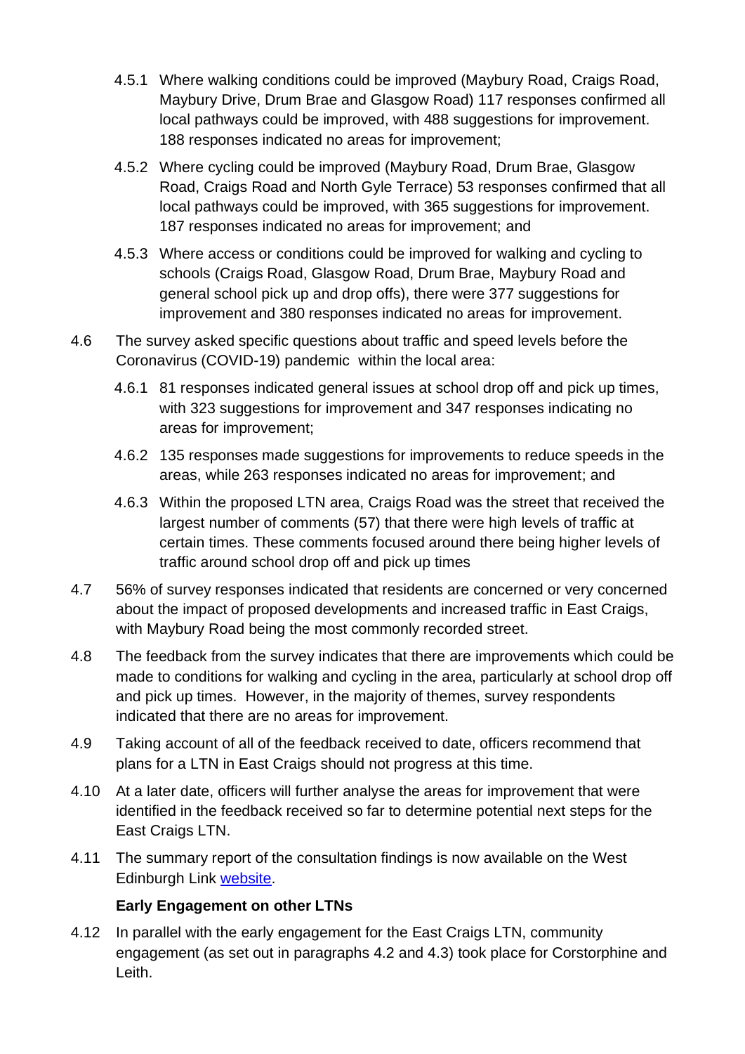4.5.1 Where walking conditions could be improved (Maybury Road, Craigs Road, Maybury Drive, Drum Brae and Glasgow Road) 117 responses confirmed all local pathways could be improved, with 488 suggestions for improvement. 188 responses indicated no areas for improvement;

4.5.2 Where cycling could be improved (Maybury Road, Drum Brae, Glasgow Road, Craigs Road and North Gyle Terrace) 53 responses confirmed that all local pathways could be improved, with 365 suggestions for improvement. 187 responses indicated no areas for improvement; and

4.5.3 Where access or conditions could be improved for walking and cycling to schools (Craigs Road, Glasgow Road, Drum Brae, Maybury Road and general school pick up and drop offs), there were 377 suggestions for improvement and 380 responses indicated no areas for improvement.

4.6 The survey asked specific questions about traffic and speed levels before the Coronavirus (COVID-19) pandemic within the local area:

4.6.1 81 responses indicated general issues at school drop off and pick up times, with 323 suggestions for improvement and 347 responses indicating no areas for improvement;

4.6.2 135 responses made suggestions for improvements to reduce speeds in the areas, while 263 responses indicated no areas for improvement; and

4.6.3 Within the proposed LTN area, Craigs Road was the street that received the largest number of comments (57) that there were high levels of traffic at certain times. These comments focused around there being higher levels of traffic around school drop off and pick up times

4.7 56% of survey responses indicated that residents are concerned or very concerned about the impact of proposed developments and increased traffic in East Craigs, with Maybury Road being the most commonly recorded street.

4.8 The feedback from the survey indicates that there are improvements which could be made to conditions for walking and cycling in the area, particularly at school drop off and pick up times. However, in the majority of themes, survey respondents indicated that there are no areas for improvement.

4.9 Taking account of all of the feedback received to date, officers recommend that plans for a LTN in East Craigs should not progress at this time.

4.10 At a later date, officers will further analyse the areas for improvement that were identified in the feedback received so far to determine potential next steps for the East Craigs LTN.

4.11 The summary report of the consultation findings is now available on the West Edinburgh Link website.

**Early Engagement on other LTNs**

4.12 In parallel with the early engagement for the East Craigs LTN, community engagement (as set out in paragraphs 4.2 and 4.3) took place for Corstorphine and Leith.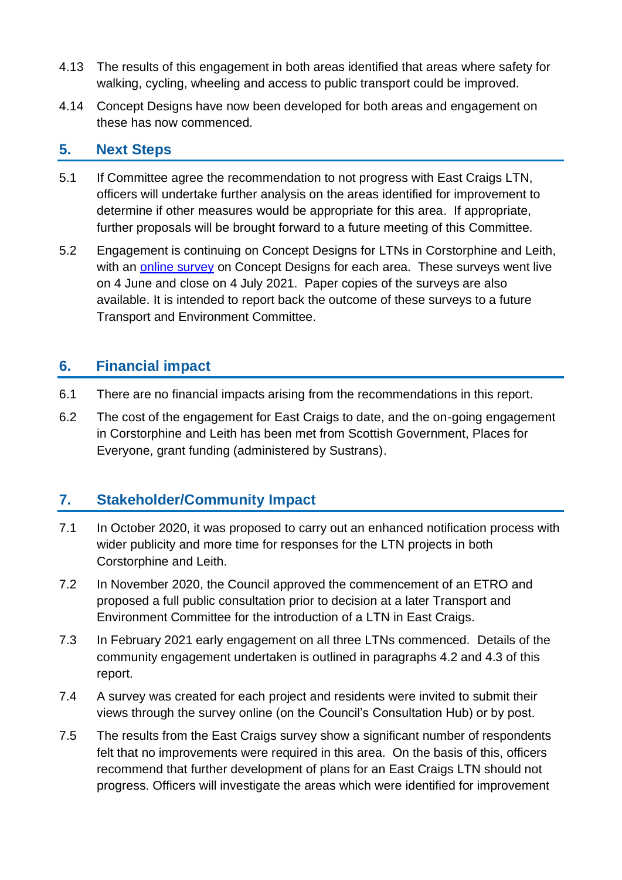4.13 The results of this engagement in both areas identified that areas where safety for walking, cycling, wheeling and access to public transport could be improved.

4.14 Concept Designs have now been developed for both areas and engagement on these has now commenced.

## 5. Next Steps

5.1 If Committee agree the recommendation to not progress with East Craigs LTN, officers will undertake further analysis on the areas identified for improvement to determine if other measures would be appropriate for this area. If appropriate, further proposals will be brought forward to a future meeting of this Committee.

5.2 Engagement is continuing on Concept Designs for LTNs in Corstorphine and Leith, with an online survey on Concept Designs for each area. These surveys went live on 4 June and close on 4 July 2021. Paper copies of the surveys are also available. It is intended to report back the outcome of these surveys to a future Transport and Environment Committee.

## 6. Financial impact

6.1 There are no financial impacts arising from the recommendations in this report.

6.2 The cost of the engagement for East Craigs to date, and the on-going engagement in Corstorphine and Leith has been met from Scottish Government, Places for Everyone, grant funding (administered by Sustrans).

## 7. Stakeholder/Community Impact

7.1 In October 2020, it was proposed to carry out an enhanced notification process with wider publicity and more time for responses for the LTN projects in both Corstorphine and Leith.

7.2 In November 2020, the Council approved the commencement of an ETRO and proposed a full public consultation prior to decision at a later Transport and Environment Committee for the introduction of a LTN in East Craigs.

7.3 In February 2021 early engagement on all three LTNs commenced. Details of the community engagement undertaken is outlined in paragraphs 4.2 and 4.3 of this report.

7.4 A survey was created for each project and residents were invited to submit their views through the survey online (on the Council's Consultation Hub) or by post.

7.5 The results from the East Craigs survey show a significant number of respondents felt that no improvements were required in this area. On the basis of this, officers recommend that further development of plans for an East Craigs LTN should not progress. Officers will investigate the areas which were identified for improvement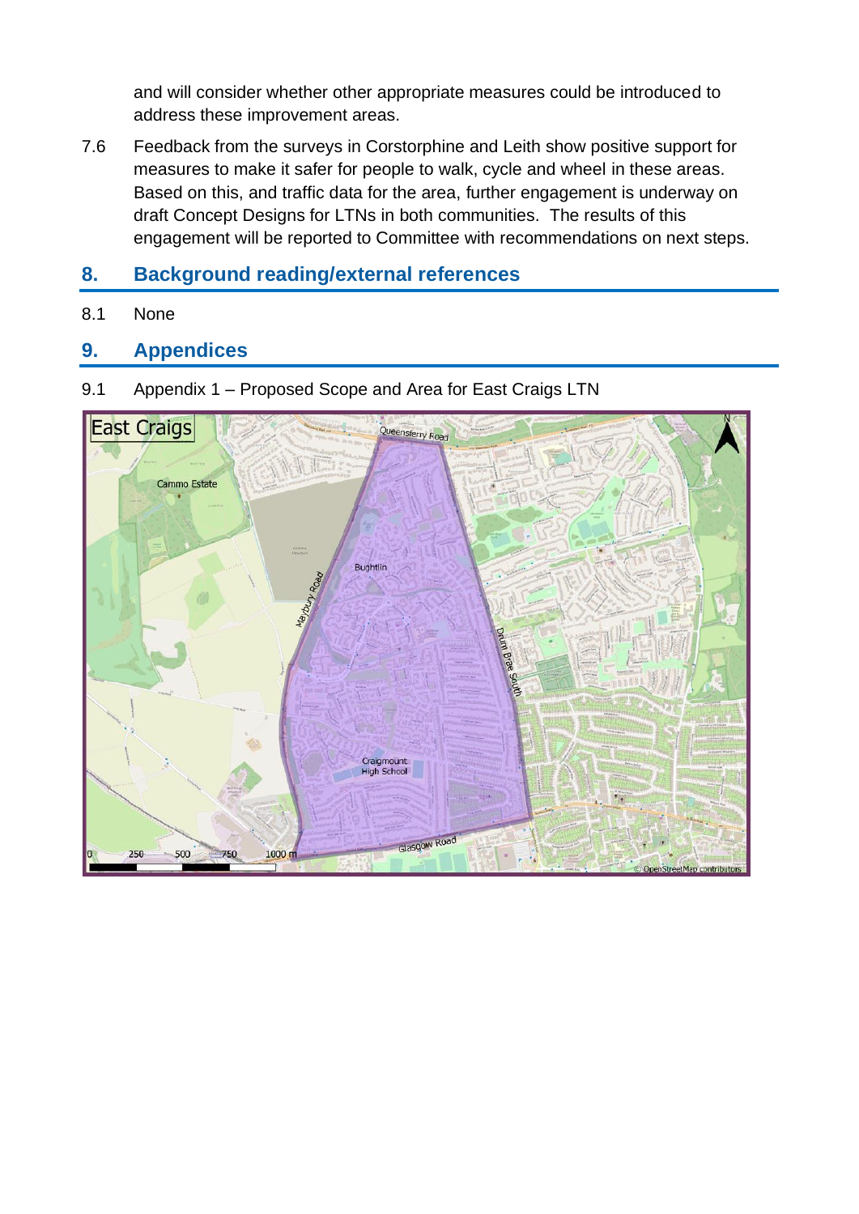and will consider whether other appropriate measures could be introduced to address these improvement areas.

7.6 Feedback from the surveys in Corstorphine and Leith show positive support for measures to make it safer for people to walk, cycle and wheel in these areas. Based on this, and traffic data for the area, further engagement is underway on draft Concept Designs for LTNs in both communities. The results of this engagement will be reported to Committee with recommendations on next steps.

## 8. Background reading/external references

8.1 None

## 9. Appendices

9.1 Appendix 1 – Proposed Scope and Area for East Craigs LTN

East Craigs

Cammo Estate

Queensferry Road

Bughtlin

Maybury Road

Drum Brae South

Craigmount High School

Glasgow Road

0 250 500 750 1000 m

N

© OpenStreetMap contributors